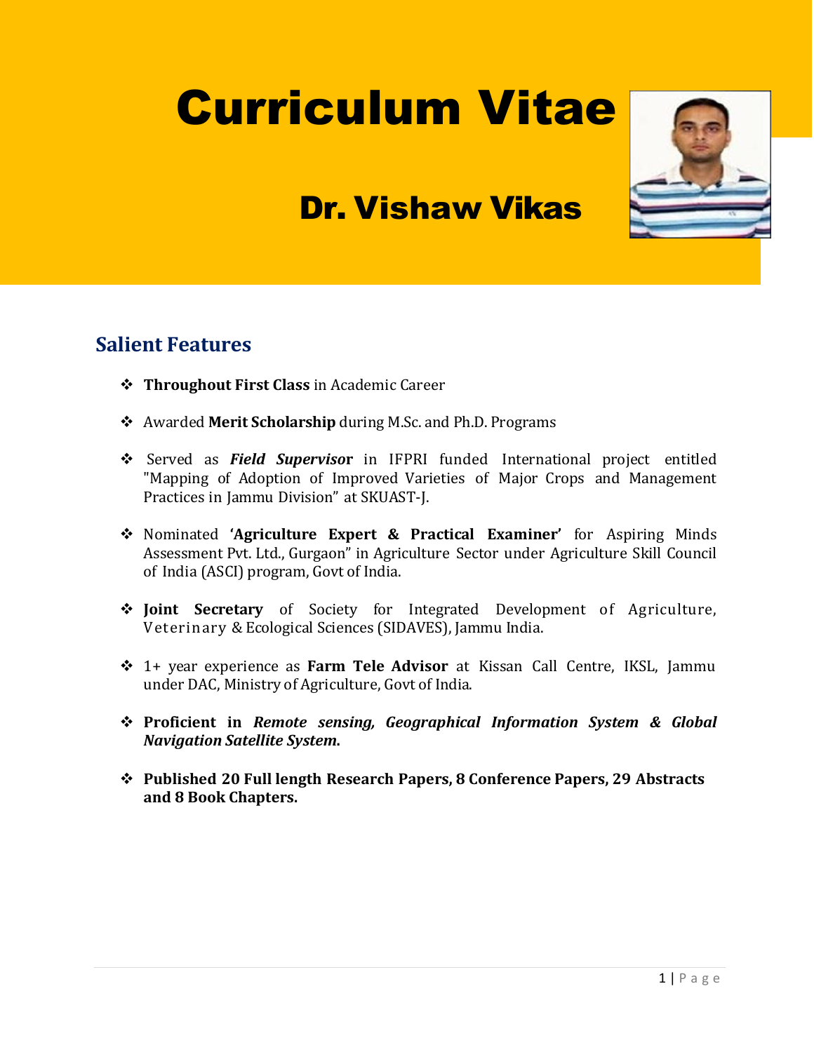# Curriculum Vitae

## Dr. Vishaw Vikas

### Salient Features

- **Throughout First Class** in Academic Career
- Awarded **Merit Scholarship** during M.Sc. and Ph.D. Programs
- Served as ***Field Supervisor*** in IFPRI funded International project entitled "Mapping of Adoption of Improved Varieties of Major Crops and Management Practices in Jammu Division" at SKUAST-J.
- Nominated **'Agriculture Expert & Practical Examiner'** for Aspiring Minds Assessment Pvt. Ltd., Gurgaon" in Agriculture Sector under Agriculture Skill Council of India (ASCI) program, Govt of India.
- **Joint Secretary** of Society for Integrated Development of Agriculture, Veterinary & Ecological Sciences (SIDAVES), Jammu India.
- 1+ year experience as **Farm Tele Advisor** at Kissan Call Centre, IKSL, Jammu under DAC, Ministry of Agriculture, Govt of India.
- **Proficient in *Remote sensing, Geographical Information System & Global Navigation Satellite System*.**
- **Published 20 Full length Research Papers, 8 Conference Papers, 29 Abstracts and 8 Book Chapters.**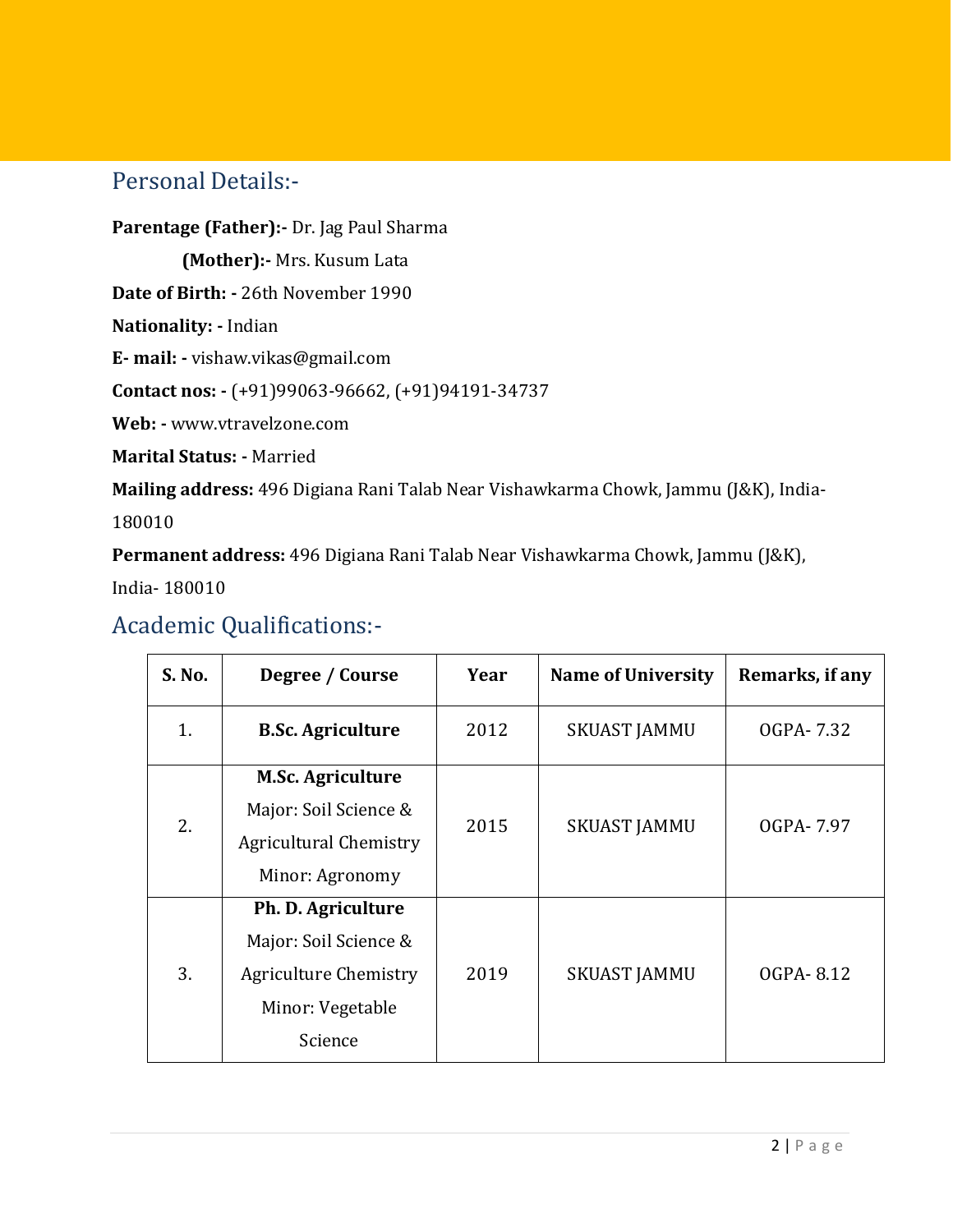## Personal Details:-

**Parentage (Father):-** Dr. Jag Paul Sharma

**(Mother):-** Mrs. Kusum Lata

**Date of Birth: -** 26th November 1990

**Nationality: -** Indian

**E- mail: -** vishaw.vikas@gmail.com

**Contact nos: -** (+91)99063-96662, (+91)94191-34737

**Web: -** www.vtravelzone.com

**Marital Status: -** Married

**Mailing address:** 496 Digiana Rani Talab Near Vishawkarma Chowk, Jammu (J&K), India-180010

**Permanent address:** 496 Digiana Rani Talab Near Vishawkarma Chowk, Jammu (J&K), India- 180010

## Academic Qualifications:-

| S. No. | Degree / Course | Year | Name of University | Remarks, if any |
|---|---|---|---|---|
| 1. | **B.Sc. Agriculture** | 2012 | SKUAST JAMMU | OGPA- 7.32 |
| 2. | **M.Sc. Agriculture** Major: Soil Science & Agricultural Chemistry Minor: Agronomy | 2015 | SKUAST JAMMU | OGPA- 7.97 |
| 3. | **Ph. D. Agriculture** Major: Soil Science & Agriculture Chemistry Minor: Vegetable Science | 2019 | SKUAST JAMMU | OGPA- 8.12 |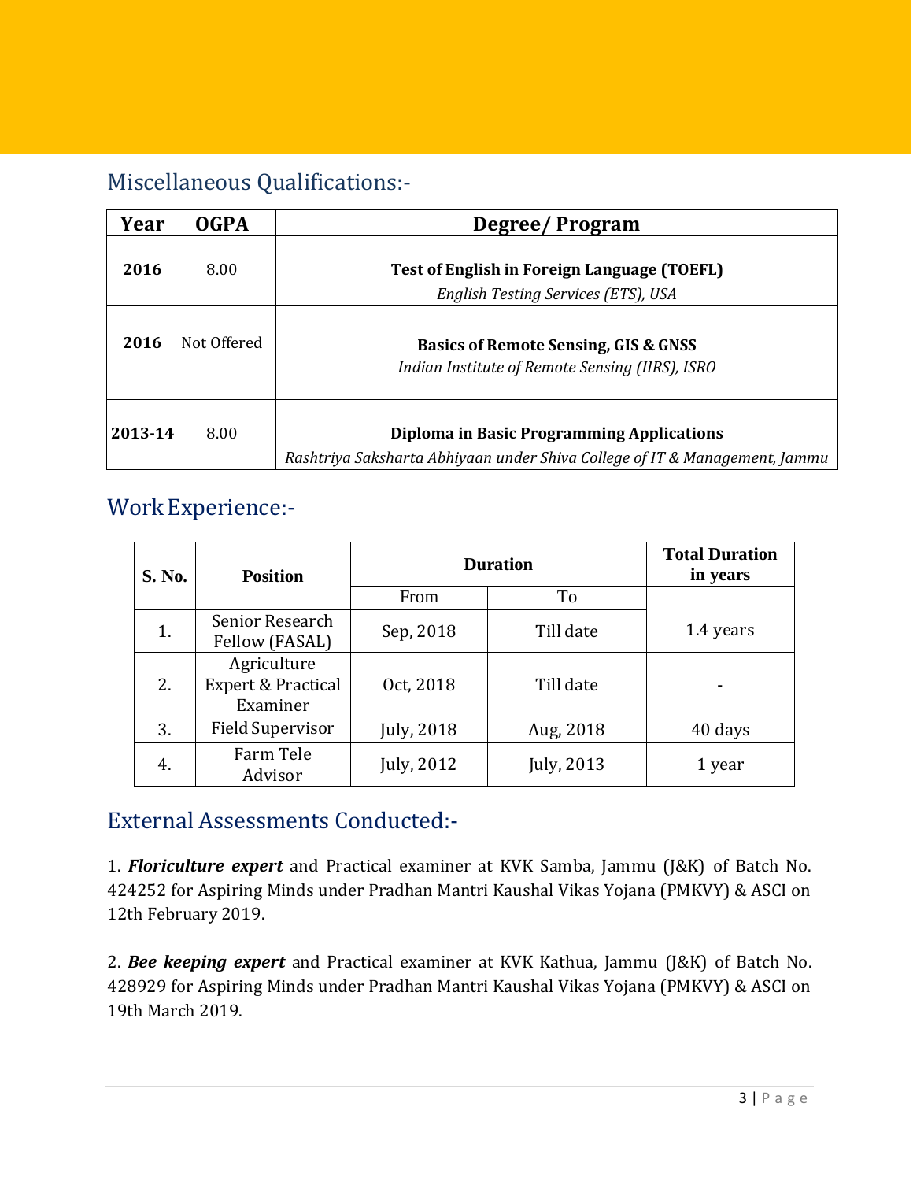## Miscellaneous Qualifications:-

| Year | OGPA | Degree/ Program |
|---|---|---|
| **2016** | 8.00 | **Test of English in Foreign Language (TOEFL)** *English Testing Services (ETS), USA* |
| **2016** | Not Offered | **Basics of Remote Sensing, GIS & GNSS** *Indian Institute of Remote Sensing (IIRS), ISRO* |
| **2013-14** | 8.00 | **Diploma in Basic Programming Applications** *Rashtriya Saksharta Abhiyaan under Shiva College of IT & Management, Jammu* |

## Work Experience:-

| S. No. | Position | Duration | | Total Duration in years |
|---|---|---|---|---|
| | | From | To | |
| 1. | Senior Research Fellow (FASAL) | Sep, 2018 | Till date | 1.4 years |
| 2. | Agriculture Expert & Practical Examiner | Oct, 2018 | Till date | - |
| 3. | Field Supervisor | July, 2018 | Aug, 2018 | 40 days |
| 4. | Farm Tele Advisor | July, 2012 | July, 2013 | 1 year |

## External Assessments Conducted:-

1. ***Floriculture expert*** and Practical examiner at KVK Samba, Jammu (J&K) of Batch No. 424252 for Aspiring Minds under Pradhan Mantri Kaushal Vikas Yojana (PMKVY) & ASCI on 12th February 2019.

2. ***Bee keeping expert*** and Practical examiner at KVK Kathua, Jammu (J&K) of Batch No. 428929 for Aspiring Minds under Pradhan Mantri Kaushal Vikas Yojana (PMKVY) & ASCI on 19th March 2019.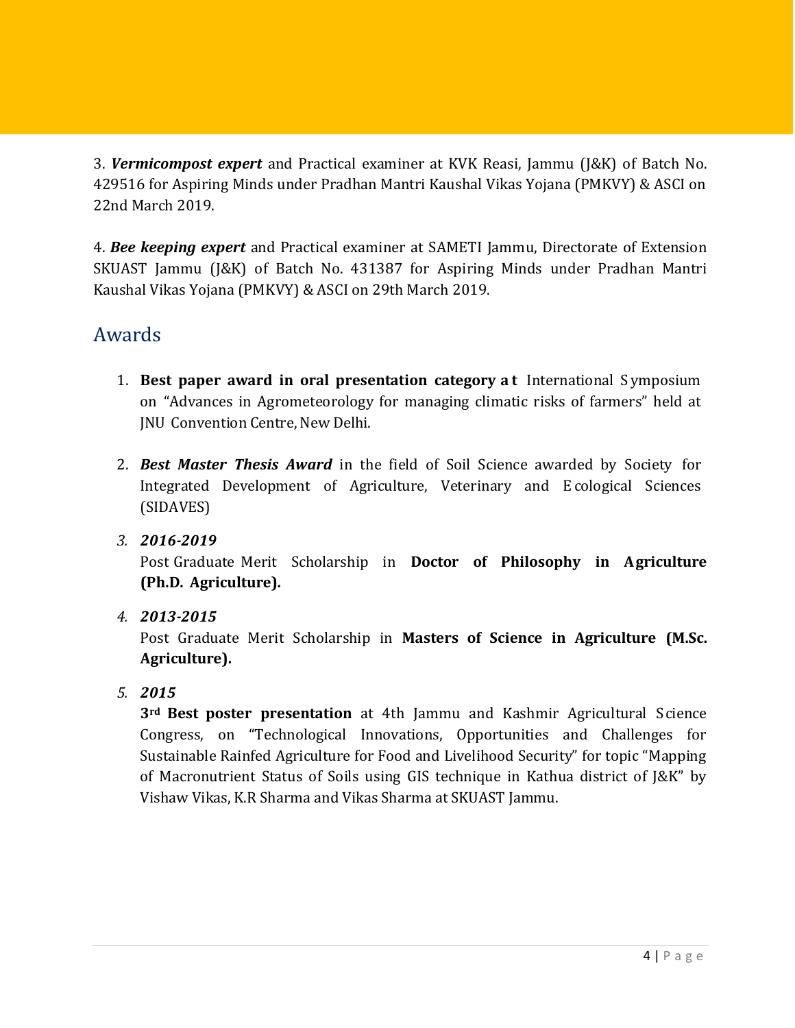3. ***Vermicompost expert*** and Practical examiner at KVK Reasi, Jammu (J&K) of Batch No. 429516 for Aspiring Minds under Pradhan Mantri Kaushal Vikas Yojana (PMKVY) & ASCI on 22nd March 2019.

4. ***Bee keeping expert*** and Practical examiner at SAMETI Jammu, Directorate of Extension SKUAST Jammu (J&K) of Batch No. 431387 for Aspiring Minds under Pradhan Mantri Kaushal Vikas Yojana (PMKVY) & ASCI on 29th March 2019.

## Awards

1. **Best paper award in oral presentation category at** International Symposium on "Advances in Agrometeorology for managing climatic risks of farmers" held at JNU Convention Centre, New Delhi.

2. ***Best Master Thesis Award*** in the field of Soil Science awarded by Society for Integrated Development of Agriculture, Veterinary and Ecological Sciences (SIDAVES)

3. ***2016-2019***
   Post Graduate Merit Scholarship in **Doctor of Philosophy in Agriculture (Ph.D. Agriculture).**

4. ***2013-2015***
   Post Graduate Merit Scholarship in **Masters of Science in Agriculture (M.Sc. Agriculture).**

5. ***2015***
   **3rd Best poster presentation** at 4th Jammu and Kashmir Agricultural Science Congress, on "Technological Innovations, Opportunities and Challenges for Sustainable Rainfed Agriculture for Food and Livelihood Security" for topic "Mapping of Macronutrient Status of Soils using GIS technique in Kathua district of J&K" by Vishaw Vikas, K.R Sharma and Vikas Sharma at SKUAST Jammu.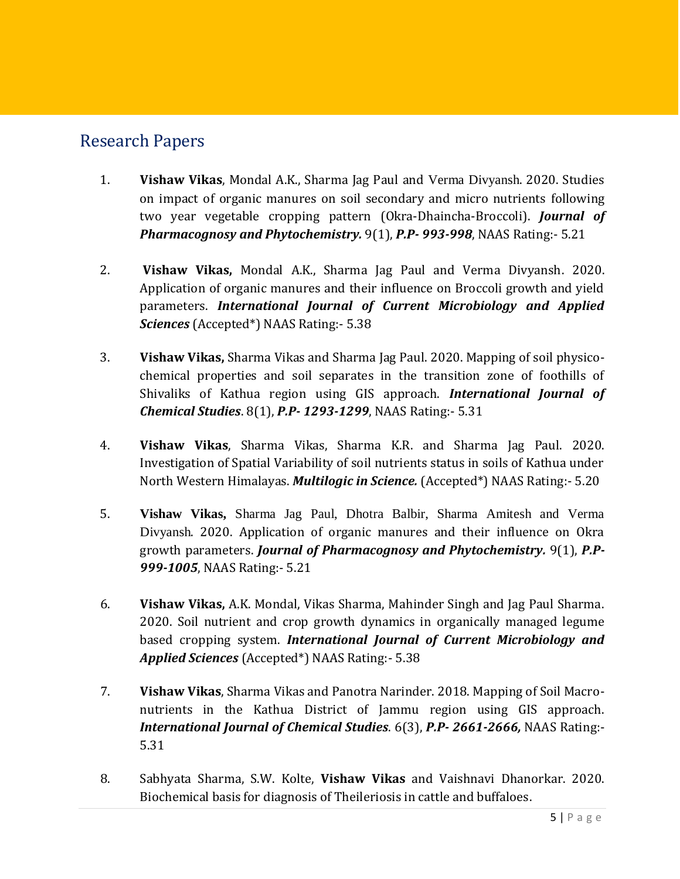## Research Papers

1. **Vishaw Vikas**, Mondal A.K., Sharma Jag Paul and Verma Divyansh. 2020. Studies on impact of organic manures on soil secondary and micro nutrients following two year vegetable cropping pattern (Okra-Dhaincha-Broccoli). ***Journal of Pharmacognosy and Phytochemistry.*** 9(1), ***P.P- 993-998***, NAAS Rating:- 5.21

2. **Vishaw Vikas,** Mondal A.K., Sharma Jag Paul and Verma Divyansh. 2020. Application of organic manures and their influence on Broccoli growth and yield parameters. ***International Journal of Current Microbiology and Applied Sciences*** (Accepted*) NAAS Rating:- 5.38

3. **Vishaw Vikas,** Sharma Vikas and Sharma Jag Paul. 2020. Mapping of soil physico-chemical properties and soil separates in the transition zone of foothills of Shivaliks of Kathua region using GIS approach. ***International Journal of Chemical Studies***. 8(1), ***P.P- 1293-1299***, NAAS Rating:- 5.31

4. **Vishaw Vikas**, Sharma Vikas, Sharma K.R. and Sharma Jag Paul. 2020. Investigation of Spatial Variability of soil nutrients status in soils of Kathua under North Western Himalayas. ***Multilogic in Science.*** (Accepted*) NAAS Rating:- 5.20

5. **Vishaw Vikas,** Sharma Jag Paul, Dhotra Balbir, Sharma Amitesh and Verma Divyansh. 2020. Application of organic manures and their influence on Okra growth parameters. ***Journal of Pharmacognosy and Phytochemistry.*** 9(1), ***P.P-999-1005***, NAAS Rating:- 5.21

6. **Vishaw Vikas,** A.K. Mondal, Vikas Sharma, Mahinder Singh and Jag Paul Sharma. 2020. Soil nutrient and crop growth dynamics in organically managed legume based cropping system. ***International Journal of Current Microbiology and Applied Sciences*** (Accepted*) NAAS Rating:- 5.38

7. **Vishaw Vikas**, Sharma Vikas and Panotra Narinder. 2018. Mapping of Soil Macro-nutrients in the Kathua District of Jammu region using GIS approach. ***International Journal of Chemical Studies***. 6(3), ***P.P- 2661-2666,*** NAAS Rating:- 5.31

8. Sabhyata Sharma, S.W. Kolte, **Vishaw Vikas** and Vaishnavi Dhanorkar. 2020. Biochemical basis for diagnosis of Theileriosis in cattle and buffaloes.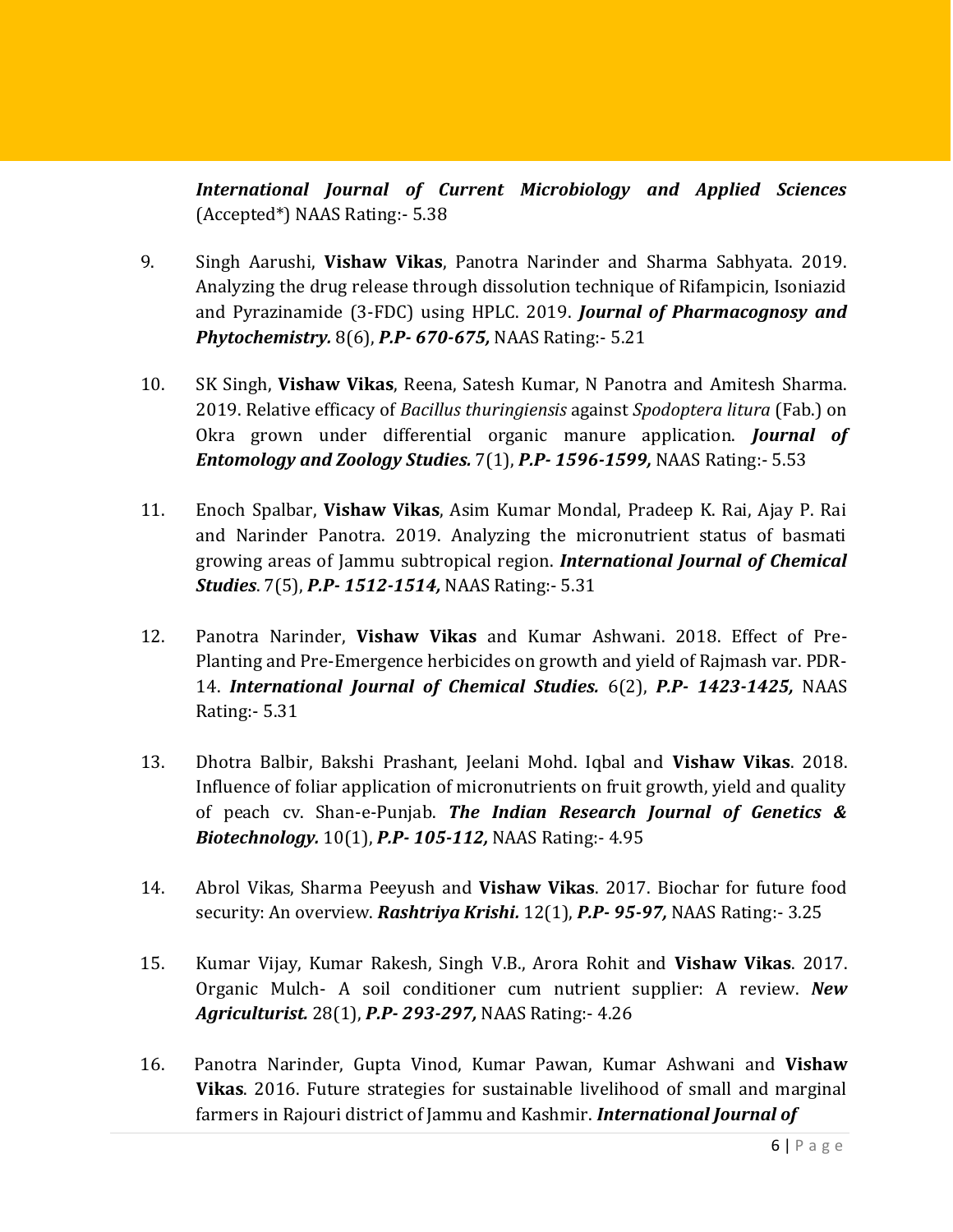***International Journal of Current Microbiology and Applied Sciences*** (Accepted*) NAAS Rating:- 5.38

9. Singh Aarushi, **Vishaw Vikas**, Panotra Narinder and Sharma Sabhyata. 2019. Analyzing the drug release through dissolution technique of Rifampicin, Isoniazid and Pyrazinamide (3-FDC) using HPLC. 2019. ***Journal of Pharmacognosy and Phytochemistry.*** 8(6), ***P.P- 670-675,*** NAAS Rating:- 5.21

10. SK Singh, **Vishaw Vikas**, Reena, Satesh Kumar, N Panotra and Amitesh Sharma. 2019. Relative efficacy of *Bacillus thuringiensis* against *Spodoptera litura* (Fab.) on Okra grown under differential organic manure application. ***Journal of Entomology and Zoology Studies.*** 7(1), ***P.P- 1596-1599,*** NAAS Rating:- 5.53

11. Enoch Spalbar, **Vishaw Vikas**, Asim Kumar Mondal, Pradeep K. Rai, Ajay P. Rai and Narinder Panotra. 2019. Analyzing the micronutrient status of basmati growing areas of Jammu subtropical region. ***International Journal of Chemical Studies***. 7(5), ***P.P- 1512-1514,*** NAAS Rating:- 5.31

12. Panotra Narinder, **Vishaw Vikas** and Kumar Ashwani. 2018. Effect of Pre-Planting and Pre-Emergence herbicides on growth and yield of Rajmash var. PDR-14. ***International Journal of Chemical Studies.*** 6(2), ***P.P- 1423-1425,*** NAAS Rating:- 5.31

13. Dhotra Balbir, Bakshi Prashant, Jeelani Mohd. Iqbal and **Vishaw Vikas**. 2018. Influence of foliar application of micronutrients on fruit growth, yield and quality of peach cv. Shan-e-Punjab. ***The Indian Research Journal of Genetics & Biotechnology.*** 10(1), ***P.P- 105-112,*** NAAS Rating:- 4.95

14. Abrol Vikas, Sharma Peeyush and **Vishaw Vikas**. 2017. Biochar for future food security: An overview. ***Rashtriya Krishi.*** 12(1), ***P.P- 95-97,*** NAAS Rating:- 3.25

15. Kumar Vijay, Kumar Rakesh, Singh V.B., Arora Rohit and **Vishaw Vikas**. 2017. Organic Mulch- A soil conditioner cum nutrient supplier: A review. ***New Agriculturist.*** 28(1), ***P.P- 293-297,*** NAAS Rating:- 4.26

16. Panotra Narinder, Gupta Vinod, Kumar Pawan, Kumar Ashwani and **Vishaw Vikas**. 2016. Future strategies for sustainable livelihood of small and marginal farmers in Rajouri district of Jammu and Kashmir. ***International Journal of***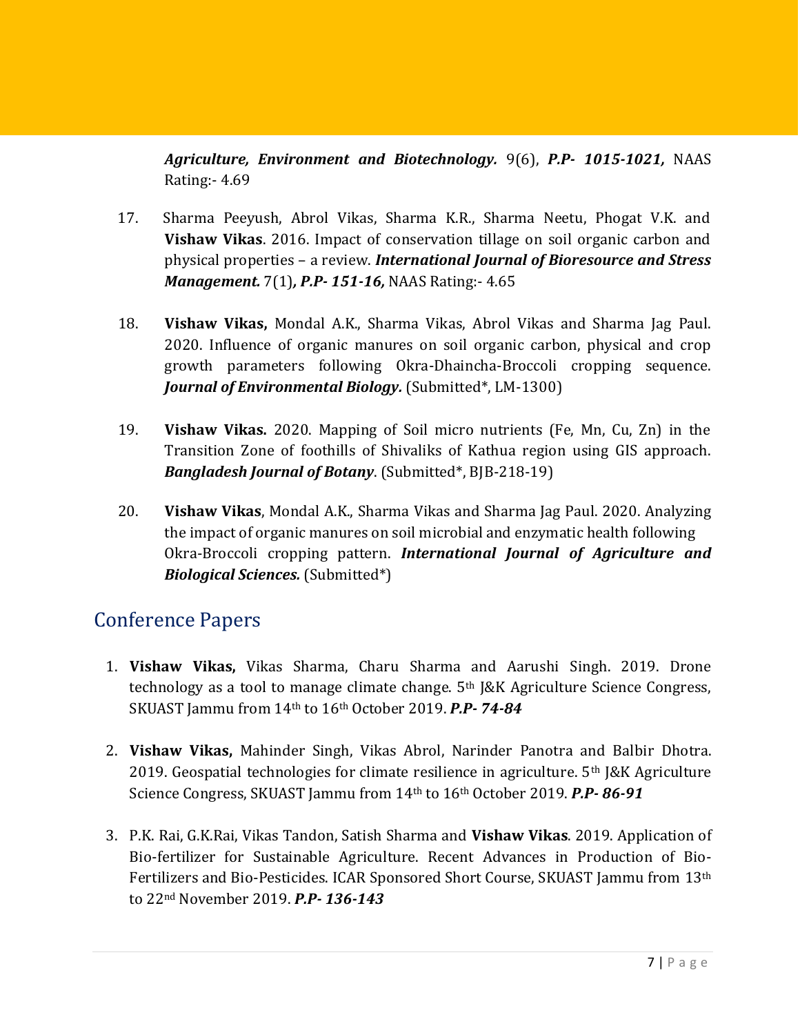***Agriculture, Environment and Biotechnology.*** 9(6), ***P.P- 1015-1021,*** NAAS Rating:- 4.69

17. Sharma Peeyush, Abrol Vikas, Sharma K.R., Sharma Neetu, Phogat V.K. and **Vishaw Vikas**. 2016. Impact of conservation tillage on soil organic carbon and physical properties – a review. ***International Journal of Bioresource and Stress Management.*** 7(1)***, P.P- 151-16,*** NAAS Rating:- 4.65

18. **Vishaw Vikas,** Mondal A.K., Sharma Vikas, Abrol Vikas and Sharma Jag Paul. 2020. Influence of organic manures on soil organic carbon, physical and crop growth parameters following Okra-Dhaincha-Broccoli cropping sequence. ***Journal of Environmental Biology.*** (Submitted*, LM-1300)

19. **Vishaw Vikas.** 2020. Mapping of Soil micro nutrients (Fe, Mn, Cu, Zn) in the Transition Zone of foothills of Shivaliks of Kathua region using GIS approach. ***Bangladesh Journal of Botany***. (Submitted*, BJB-218-19)

20. **Vishaw Vikas**, Mondal A.K., Sharma Vikas and Sharma Jag Paul. 2020. Analyzing the impact of organic manures on soil microbial and enzymatic health following Okra-Broccoli cropping pattern. ***International Journal of Agriculture and Biological Sciences.*** (Submitted*)

## Conference Papers

1. **Vishaw Vikas,** Vikas Sharma, Charu Sharma and Aarushi Singh. 2019. Drone technology as a tool to manage climate change. 5th J&K Agriculture Science Congress, SKUAST Jammu from 14th to 16th October 2019. ***P.P- 74-84***

2. **Vishaw Vikas,** Mahinder Singh, Vikas Abrol, Narinder Panotra and Balbir Dhotra. 2019. Geospatial technologies for climate resilience in agriculture. 5th J&K Agriculture Science Congress, SKUAST Jammu from 14th to 16th October 2019. ***P.P- 86-91***

3. P.K. Rai, G.K.Rai, Vikas Tandon, Satish Sharma and **Vishaw Vikas**. 2019. Application of Bio-fertilizer for Sustainable Agriculture. Recent Advances in Production of Bio-Fertilizers and Bio-Pesticides. ICAR Sponsored Short Course, SKUAST Jammu from 13th to 22nd November 2019. ***P.P- 136-143***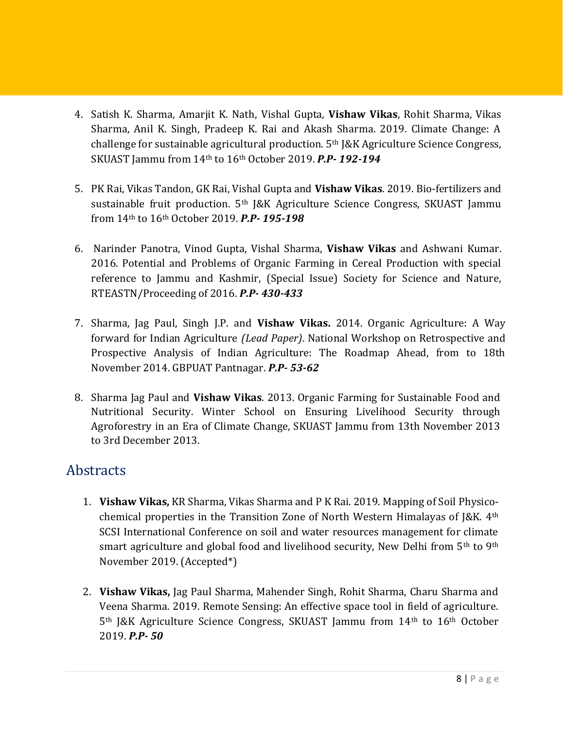4. Satish K. Sharma, Amarjit K. Nath, Vishal Gupta, **Vishaw Vikas**, Rohit Sharma, Vikas Sharma, Anil K. Singh, Pradeep K. Rai and Akash Sharma. 2019. Climate Change: A challenge for sustainable agricultural production. 5th J&K Agriculture Science Congress, SKUAST Jammu from 14th to 16th October 2019. ***P.P- 192-194***

5. PK Rai, Vikas Tandon, GK Rai, Vishal Gupta and **Vishaw Vikas**. 2019. Bio-fertilizers and sustainable fruit production. 5th J&K Agriculture Science Congress, SKUAST Jammu from 14th to 16th October 2019. ***P.P- 195-198***

6. Narinder Panotra, Vinod Gupta, Vishal Sharma, **Vishaw Vikas** and Ashwani Kumar. 2016. Potential and Problems of Organic Farming in Cereal Production with special reference to Jammu and Kashmir, (Special Issue) Society for Science and Nature, RTEASTN/Proceeding of 2016. ***P.P- 430-433***

7. Sharma, Jag Paul, Singh J.P. and **Vishaw Vikas.** 2014. Organic Agriculture: A Way forward for Indian Agriculture *(Lead Paper)*. National Workshop on Retrospective and Prospective Analysis of Indian Agriculture: The Roadmap Ahead, from to 18th November 2014. GBPUAT Pantnagar. ***P.P- 53-62***

8. Sharma Jag Paul and **Vishaw Vikas**. 2013. Organic Farming for Sustainable Food and Nutritional Security. Winter School on Ensuring Livelihood Security through Agroforestry in an Era of Climate Change, SKUAST Jammu from 13th November 2013 to 3rd December 2013.

## Abstracts

1. **Vishaw Vikas,** KR Sharma, Vikas Sharma and P K Rai. 2019. Mapping of Soil Physico-chemical properties in the Transition Zone of North Western Himalayas of J&K. 4th SCSI International Conference on soil and water resources management for climate smart agriculture and global food and livelihood security, New Delhi from 5th to 9th November 2019. (Accepted*)

2. **Vishaw Vikas,** Jag Paul Sharma, Mahender Singh, Rohit Sharma, Charu Sharma and Veena Sharma. 2019. Remote Sensing: An effective space tool in field of agriculture. 5th J&K Agriculture Science Congress, SKUAST Jammu from 14th to 16th October 2019. ***P.P- 50***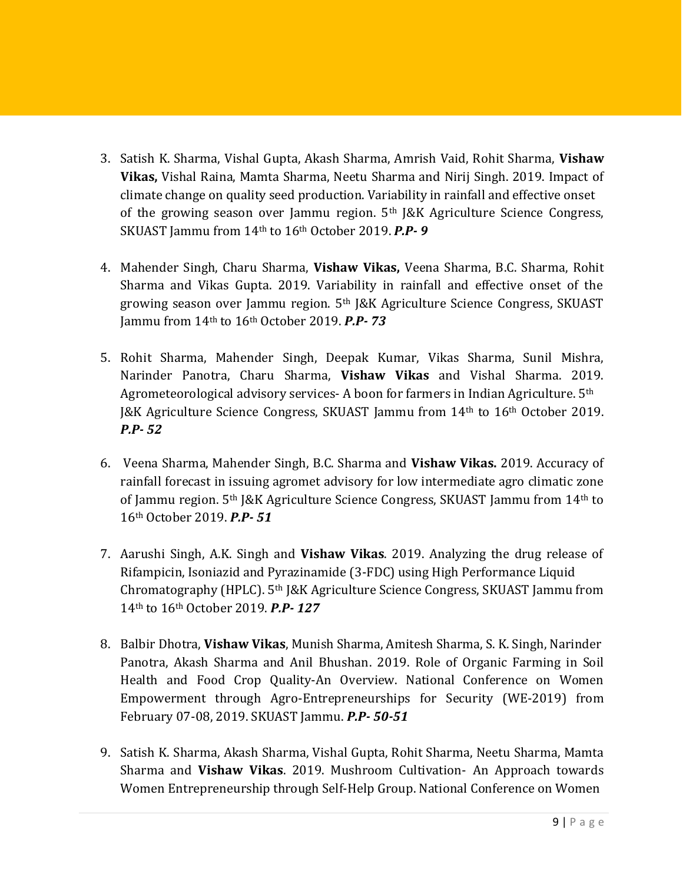3. Satish K. Sharma, Vishal Gupta, Akash Sharma, Amrish Vaid, Rohit Sharma, **Vishaw Vikas,** Vishal Raina, Mamta Sharma, Neetu Sharma and Nirij Singh. 2019. Impact of climate change on quality seed production. Variability in rainfall and effective onset of the growing season over Jammu region. 5th J&K Agriculture Science Congress, SKUAST Jammu from 14th to 16th October 2019. ***P.P- 9***

4. Mahender Singh, Charu Sharma, **Vishaw Vikas,** Veena Sharma, B.C. Sharma, Rohit Sharma and Vikas Gupta. 2019. Variability in rainfall and effective onset of the growing season over Jammu region. 5th J&K Agriculture Science Congress, SKUAST Jammu from 14th to 16th October 2019. ***P.P- 73***

5. Rohit Sharma, Mahender Singh, Deepak Kumar, Vikas Sharma, Sunil Mishra, Narinder Panotra, Charu Sharma, **Vishaw Vikas** and Vishal Sharma. 2019. Agrometeorological advisory services- A boon for farmers in Indian Agriculture. 5th J&K Agriculture Science Congress, SKUAST Jammu from 14th to 16th October 2019. ***P.P- 52***

6. Veena Sharma, Mahender Singh, B.C. Sharma and **Vishaw Vikas.** 2019. Accuracy of rainfall forecast in issuing agromet advisory for low intermediate agro climatic zone of Jammu region. 5th J&K Agriculture Science Congress, SKUAST Jammu from 14th to 16th October 2019. ***P.P- 51***

7. Aarushi Singh, A.K. Singh and **Vishaw Vikas**. 2019. Analyzing the drug release of Rifampicin, Isoniazid and Pyrazinamide (3-FDC) using High Performance Liquid Chromatography (HPLC). 5th J&K Agriculture Science Congress, SKUAST Jammu from 14th to 16th October 2019. ***P.P- 127***

8. Balbir Dhotra, **Vishaw Vikas**, Munish Sharma, Amitesh Sharma, S. K. Singh, Narinder Panotra, Akash Sharma and Anil Bhushan. 2019. Role of Organic Farming in Soil Health and Food Crop Quality-An Overview. National Conference on Women Empowerment through Agro-Entrepreneurships for Security (WE-2019) from February 07-08, 2019. SKUAST Jammu. ***P.P- 50-51***

9. Satish K. Sharma, Akash Sharma, Vishal Gupta, Rohit Sharma, Neetu Sharma, Mamta Sharma and **Vishaw Vikas**. 2019. Mushroom Cultivation- An Approach towards Women Entrepreneurship through Self-Help Group. National Conference on Women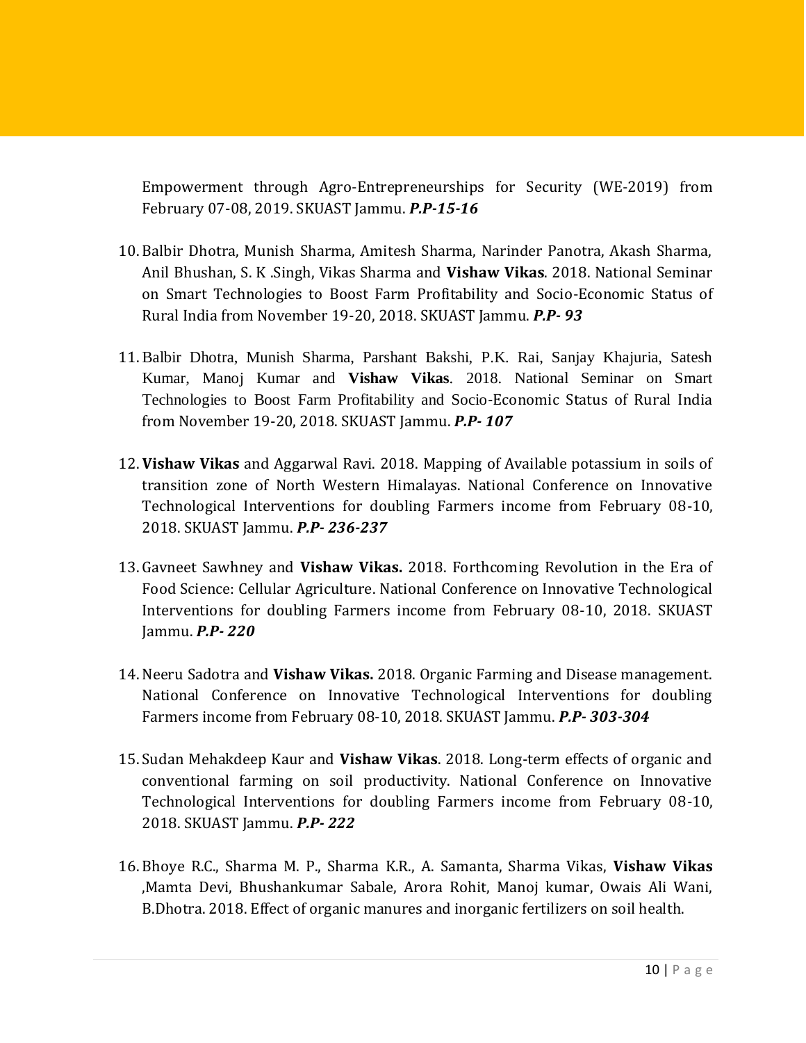Empowerment through Agro-Entrepreneurships for Security (WE-2019) from February 07-08, 2019. SKUAST Jammu. ***P.P-15-16***

10. Balbir Dhotra, Munish Sharma, Amitesh Sharma, Narinder Panotra, Akash Sharma, Anil Bhushan, S. K .Singh, Vikas Sharma and **Vishaw Vikas**. 2018. National Seminar on Smart Technologies to Boost Farm Profitability and Socio-Economic Status of Rural India from November 19-20, 2018. SKUAST Jammu. ***P.P- 93***

11. Balbir Dhotra, Munish Sharma, Parshant Bakshi, P.K. Rai, Sanjay Khajuria, Satesh Kumar, Manoj Kumar and **Vishaw Vikas**. 2018. National Seminar on Smart Technologies to Boost Farm Profitability and Socio-Economic Status of Rural India from November 19-20, 2018. SKUAST Jammu. ***P.P- 107***

12. **Vishaw Vikas** and Aggarwal Ravi. 2018. Mapping of Available potassium in soils of transition zone of North Western Himalayas. National Conference on Innovative Technological Interventions for doubling Farmers income from February 08-10, 2018. SKUAST Jammu. ***P.P- 236-237***

13. Gavneet Sawhney and **Vishaw Vikas.** 2018. Forthcoming Revolution in the Era of Food Science: Cellular Agriculture. National Conference on Innovative Technological Interventions for doubling Farmers income from February 08-10, 2018. SKUAST Jammu. ***P.P- 220***

14. Neeru Sadotra and **Vishaw Vikas.** 2018. Organic Farming and Disease management. National Conference on Innovative Technological Interventions for doubling Farmers income from February 08-10, 2018. SKUAST Jammu. ***P.P- 303-304***

15. Sudan Mehakdeep Kaur and **Vishaw Vikas**. 2018. Long-term effects of organic and conventional farming on soil productivity. National Conference on Innovative Technological Interventions for doubling Farmers income from February 08-10, 2018. SKUAST Jammu. ***P.P- 222***

16. Bhoye R.C., Sharma M. P., Sharma K.R., A. Samanta, Sharma Vikas, **Vishaw Vikas** ,Mamta Devi, Bhushankumar Sabale, Arora Rohit, Manoj kumar, Owais Ali Wani, B.Dhotra. 2018. Effect of organic manures and inorganic fertilizers on soil health.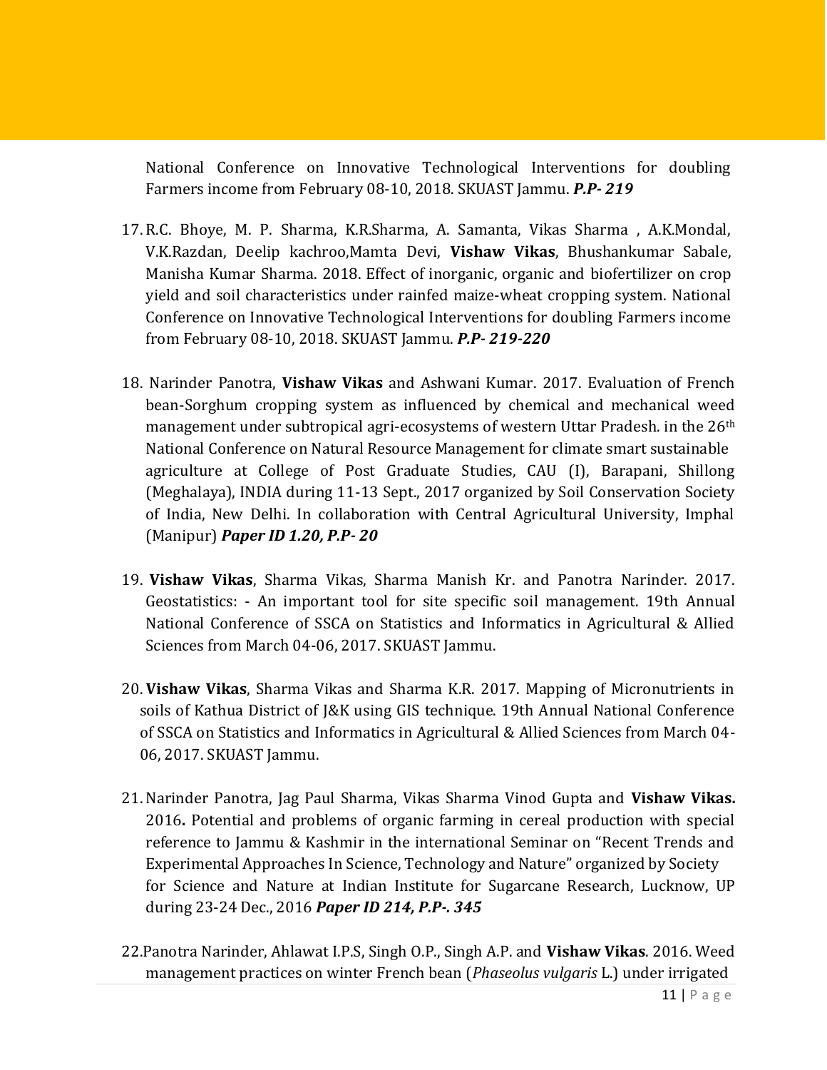National Conference on Innovative Technological Interventions for doubling Farmers income from February 08-10, 2018. SKUAST Jammu. ***P.P- 219***

17. R.C. Bhoye, M. P. Sharma, K.R.Sharma, A. Samanta, Vikas Sharma , A.K.Mondal, V.K.Razdan, Deelip kachroo,Mamta Devi, **Vishaw Vikas**, Bhushankumar Sabale, Manisha Kumar Sharma. 2018. Effect of inorganic, organic and biofertilizer on crop yield and soil characteristics under rainfed maize-wheat cropping system. National Conference on Innovative Technological Interventions for doubling Farmers income from February 08-10, 2018. SKUAST Jammu. ***P.P- 219-220***

18. Narinder Panotra, **Vishaw Vikas** and Ashwani Kumar. 2017. Evaluation of French bean-Sorghum cropping system as influenced by chemical and mechanical weed management under subtropical agri-ecosystems of western Uttar Pradesh. in the 26th National Conference on Natural Resource Management for climate smart sustainable agriculture at College of Post Graduate Studies, CAU (I), Barapani, Shillong (Meghalaya), INDIA during 11-13 Sept., 2017 organized by Soil Conservation Society of India, New Delhi. In collaboration with Central Agricultural University, Imphal (Manipur) ***Paper ID 1.20, P.P- 20***

19. **Vishaw Vikas**, Sharma Vikas, Sharma Manish Kr. and Panotra Narinder. 2017. Geostatistics: - An important tool for site specific soil management. 19th Annual National Conference of SSCA on Statistics and Informatics in Agricultural & Allied Sciences from March 04-06, 2017. SKUAST Jammu.

20. **Vishaw Vikas**, Sharma Vikas and Sharma K.R. 2017. Mapping of Micronutrients in soils of Kathua District of J&K using GIS technique. 19th Annual National Conference of SSCA on Statistics and Informatics in Agricultural & Allied Sciences from March 04-06, 2017. SKUAST Jammu.

21. Narinder Panotra, Jag Paul Sharma, Vikas Sharma Vinod Gupta and **Vishaw Vikas. 2016.** Potential and problems of organic farming in cereal production with special reference to Jammu & Kashmir in the international Seminar on "Recent Trends and Experimental Approaches In Science, Technology and Nature" organized by Society for Science and Nature at Indian Institute for Sugarcane Research, Lucknow, UP during 23-24 Dec., 2016 ***Paper ID 214, P.P-. 345***

22. Panotra Narinder, Ahlawat I.P.S, Singh O.P., Singh A.P. and **Vishaw Vikas**. 2016. Weed management practices on winter French bean (*Phaseolus vulgaris* L.) under irrigated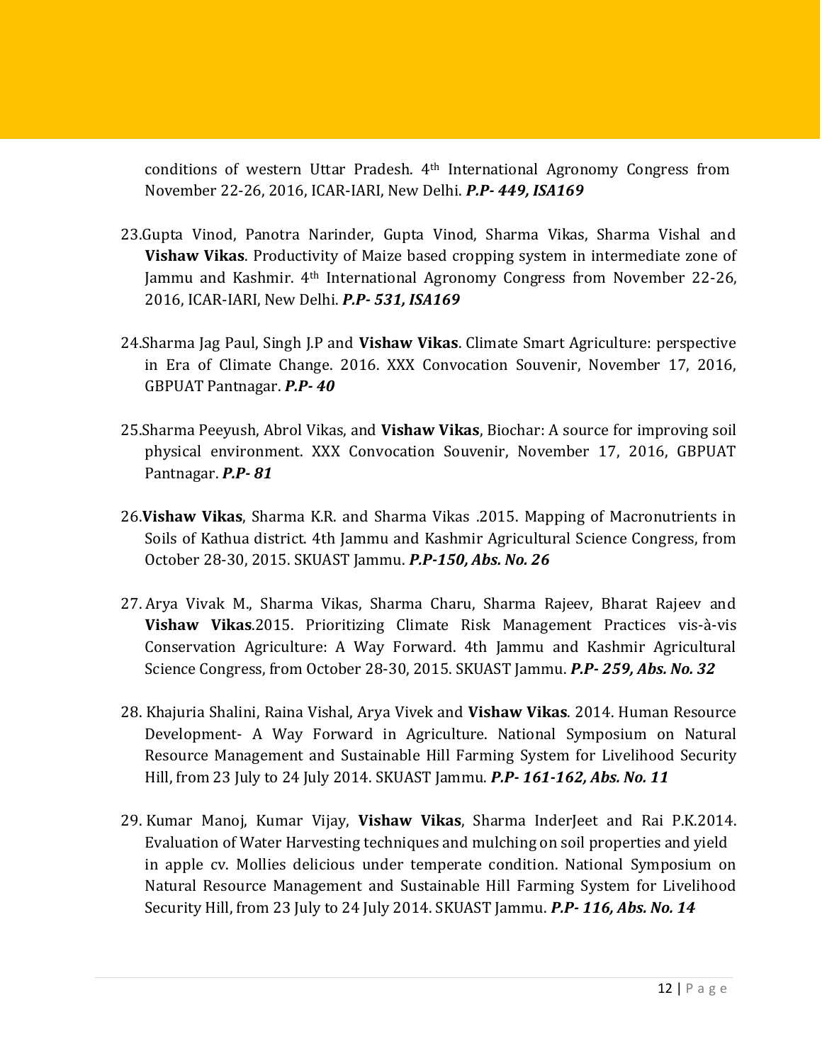conditions of western Uttar Pradesh. 4th International Agronomy Congress from November 22-26, 2016, ICAR-IARI, New Delhi. ***P.P- 449, ISA169***

23.Gupta Vinod, Panotra Narinder, Gupta Vinod, Sharma Vikas, Sharma Vishal and **Vishaw Vikas**. Productivity of Maize based cropping system in intermediate zone of Jammu and Kashmir. 4th International Agronomy Congress from November 22-26, 2016, ICAR-IARI, New Delhi. ***P.P- 531, ISA169***

24.Sharma Jag Paul, Singh J.P and **Vishaw Vikas**. Climate Smart Agriculture: perspective in Era of Climate Change. 2016. XXX Convocation Souvenir, November 17, 2016, GBPUAT Pantnagar. ***P.P- 40***

25.Sharma Peeyush, Abrol Vikas, and **Vishaw Vikas**, Biochar: A source for improving soil physical environment. XXX Convocation Souvenir, November 17, 2016, GBPUAT Pantnagar. ***P.P- 81***

26.**Vishaw Vikas**, Sharma K.R. and Sharma Vikas .2015. Mapping of Macronutrients in Soils of Kathua district. 4th Jammu and Kashmir Agricultural Science Congress, from October 28-30, 2015. SKUAST Jammu. ***P.P-150, Abs. No. 26***

27. Arya Vivak M., Sharma Vikas, Sharma Charu, Sharma Rajeev, Bharat Rajeev and **Vishaw Vikas**.2015. Prioritizing Climate Risk Management Practices vis-à-vis Conservation Agriculture: A Way Forward. 4th Jammu and Kashmir Agricultural Science Congress, from October 28-30, 2015. SKUAST Jammu. ***P.P- 259, Abs. No. 32***

28. Khajuria Shalini, Raina Vishal, Arya Vivek and **Vishaw Vikas**. 2014. Human Resource Development- A Way Forward in Agriculture. National Symposium on Natural Resource Management and Sustainable Hill Farming System for Livelihood Security Hill, from 23 July to 24 July 2014. SKUAST Jammu. ***P.P- 161-162, Abs. No. 11***

29. Kumar Manoj, Kumar Vijay, **Vishaw Vikas**, Sharma InderJeet and Rai P.K.2014. Evaluation of Water Harvesting techniques and mulching on soil properties and yield in apple cv. Mollies delicious under temperate condition. National Symposium on Natural Resource Management and Sustainable Hill Farming System for Livelihood Security Hill, from 23 July to 24 July 2014. SKUAST Jammu. ***P.P- 116, Abs. No. 14***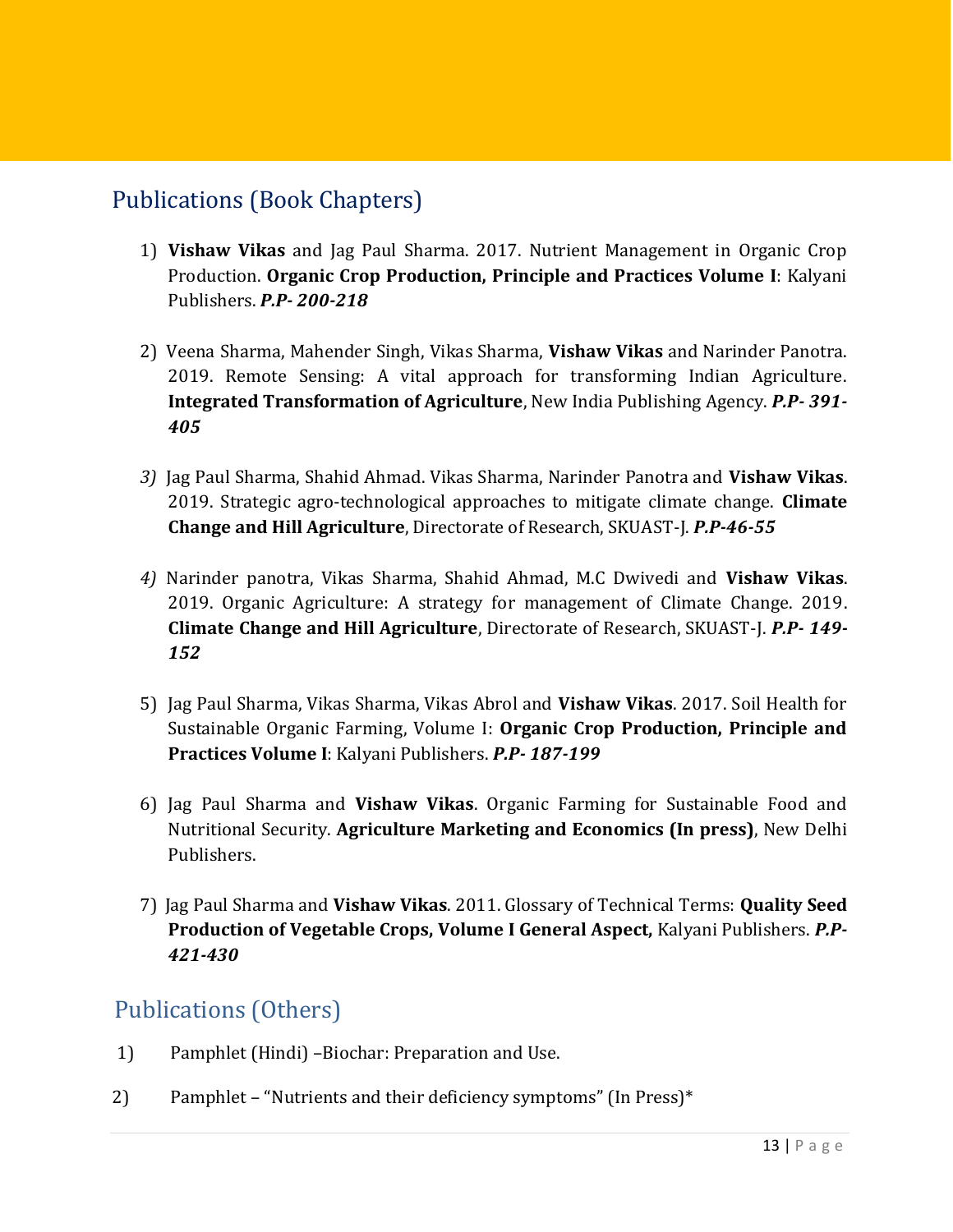## Publications (Book Chapters)

1) **Vishaw Vikas** and Jag Paul Sharma. 2017. Nutrient Management in Organic Crop Production. **Organic Crop Production, Principle and Practices Volume I**: Kalyani Publishers. ***P.P- 200-218***

2) Veena Sharma, Mahender Singh, Vikas Sharma, **Vishaw Vikas** and Narinder Panotra. 2019. Remote Sensing: A vital approach for transforming Indian Agriculture. **Integrated Transformation of Agriculture**, New India Publishing Agency. ***P.P- 391-405***

3) Jag Paul Sharma, Shahid Ahmad. Vikas Sharma, Narinder Panotra and **Vishaw Vikas**. 2019. Strategic agro-technological approaches to mitigate climate change. **Climate Change and Hill Agriculture**, Directorate of Research, SKUAST-J. ***P.P-46-55***

4) Narinder panotra, Vikas Sharma, Shahid Ahmad, M.C Dwivedi and **Vishaw Vikas**. 2019. Organic Agriculture: A strategy for management of Climate Change. 2019. **Climate Change and Hill Agriculture**, Directorate of Research, SKUAST-J. ***P.P- 149-152***

5) Jag Paul Sharma, Vikas Sharma, Vikas Abrol and **Vishaw Vikas**. 2017. Soil Health for Sustainable Organic Farming, Volume I: **Organic Crop Production, Principle and Practices Volume I**: Kalyani Publishers. ***P.P- 187-199***

6) Jag Paul Sharma and **Vishaw Vikas**. Organic Farming for Sustainable Food and Nutritional Security. **Agriculture Marketing and Economics (In press)**, New Delhi Publishers.

7) Jag Paul Sharma and **Vishaw Vikas**. 2011. Glossary of Technical Terms: **Quality Seed Production of Vegetable Crops, Volume I General Aspect,** Kalyani Publishers. ***P.P- 421-430***

## Publications (Others)

1) Pamphlet (Hindi) –Biochar: Preparation and Use.

2) Pamphlet – "Nutrients and their deficiency symptoms" (In Press)*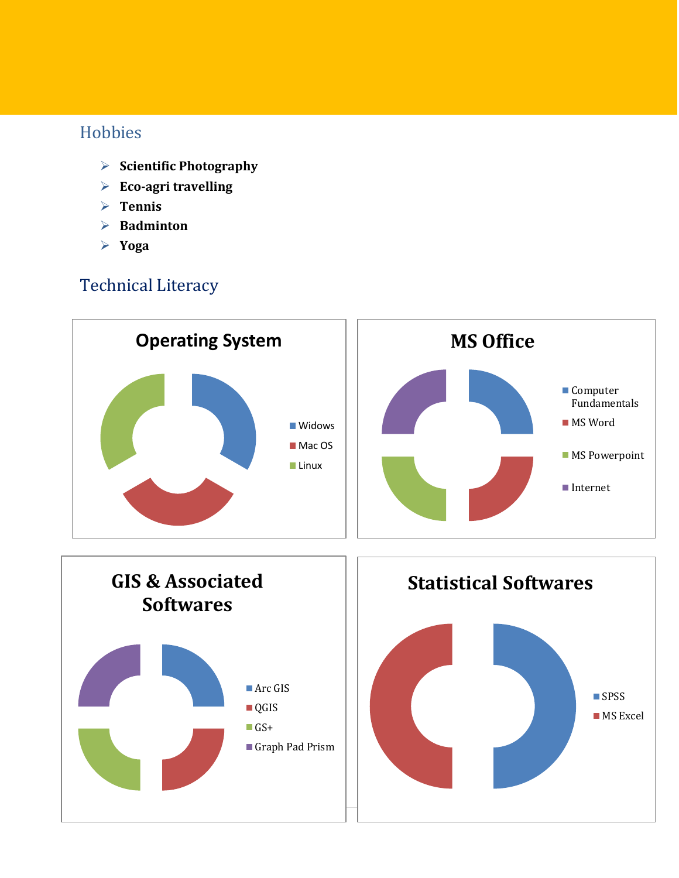## Hobbies

- **Scientific Photography**
- **Eco-agri travelling**
- **Tennis**
- **Badminton**
- **Yoga**

## Technical Literacy

**Operating System**

- Widows
- Mac OS
- Linux

**MS Office**

- Computer Fundamentals
- MS Word
- MS Powerpoint
- Internet

**GIS & Associated Softwares**

- Arc GIS
- QGIS
- GS+
- Graph Pad Prism

**Statistical Softwares**

- SPSS
- MS Excel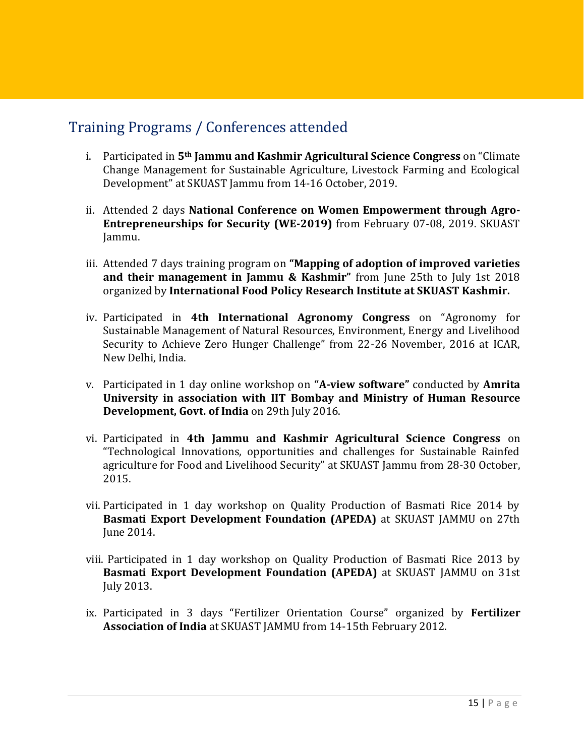## Training Programs / Conferences attended

i. Participated in **5th Jammu and Kashmir Agricultural Science Congress** on "Climate Change Management for Sustainable Agriculture, Livestock Farming and Ecological Development" at SKUAST Jammu from 14-16 October, 2019.

ii. Attended 2 days **National Conference on Women Empowerment through Agro-Entrepreneurships for Security (WE-2019)** from February 07-08, 2019. SKUAST Jammu.

iii. Attended 7 days training program on **"Mapping of adoption of improved varieties and their management in Jammu & Kashmir"** from June 25th to July 1st 2018 organized by **International Food Policy Research Institute at SKUAST Kashmir.**

iv. Participated in **4th International Agronomy Congress** on "Agronomy for Sustainable Management of Natural Resources, Environment, Energy and Livelihood Security to Achieve Zero Hunger Challenge" from 22-26 November, 2016 at ICAR, New Delhi, India.

v. Participated in 1 day online workshop on **"A-view software"** conducted by **Amrita University in association with IIT Bombay and Ministry of Human Resource Development, Govt. of India** on 29th July 2016.

vi. Participated in **4th Jammu and Kashmir Agricultural Science Congress** on "Technological Innovations, opportunities and challenges for Sustainable Rainfed agriculture for Food and Livelihood Security" at SKUAST Jammu from 28-30 October, 2015.

vii. Participated in 1 day workshop on Quality Production of Basmati Rice 2014 by **Basmati Export Development Foundation (APEDA)** at SKUAST JAMMU on 27th June 2014.

viii. Participated in 1 day workshop on Quality Production of Basmati Rice 2013 by **Basmati Export Development Foundation (APEDA)** at SKUAST JAMMU on 31st July 2013.

ix. Participated in 3 days "Fertilizer Orientation Course" organized by **Fertilizer Association of India** at SKUAST JAMMU from 14-15th February 2012.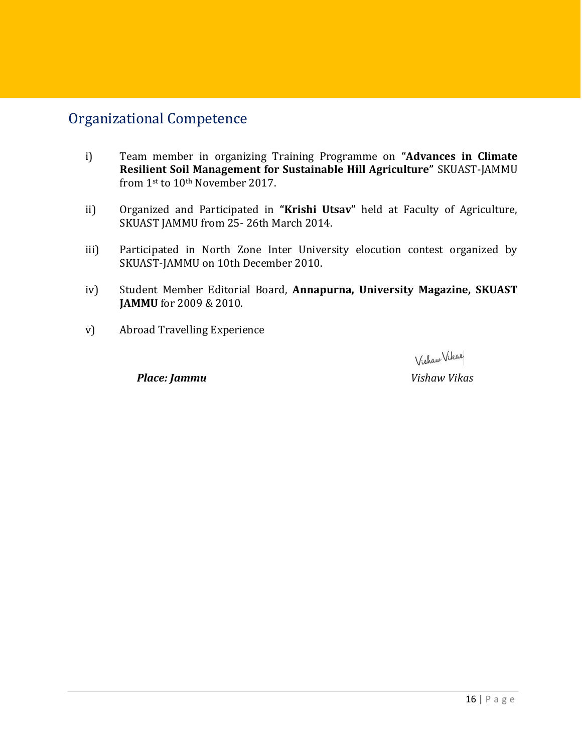## Organizational Competence

i) Team member in organizing Training Programme on **"Advances in Climate Resilient Soil Management for Sustainable Hill Agriculture"** SKUAST-JAMMU from 1st to 10th November 2017.

ii) Organized and Participated in **"Krishi Utsav"** held at Faculty of Agriculture, SKUAST JAMMU from 25- 26th March 2014.

iii) Participated in North Zone Inter University elocution contest organized by SKUAST-JAMMU on 10th December 2010.

iv) Student Member Editorial Board, **Annapurna, University Magazine, SKUAST JAMMU** for 2009 & 2010.

v) Abroad Travelling Experience

Vishaw Vikas

***Place: Jammu*** *Vishaw Vikas*